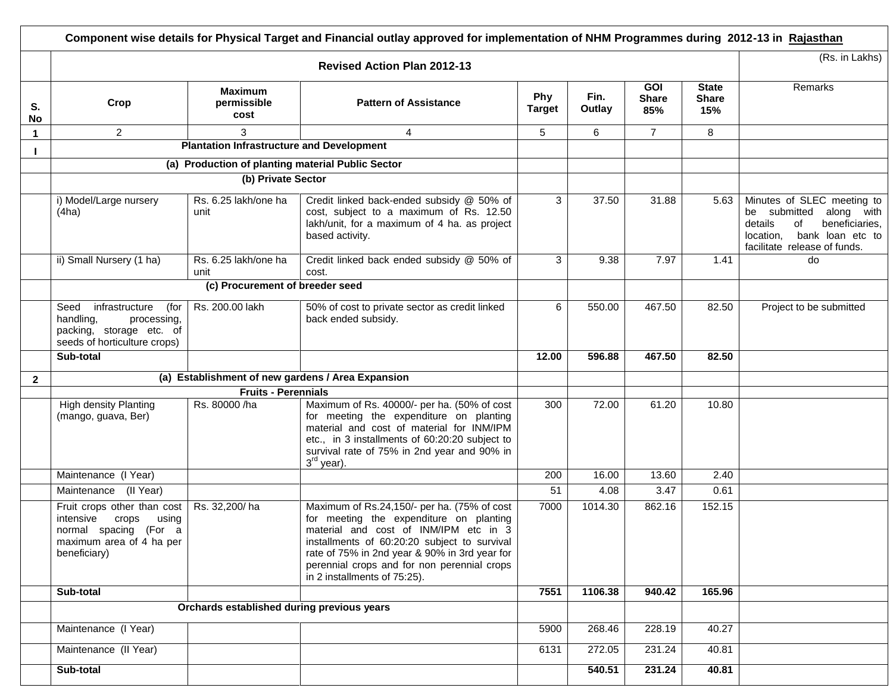| Component wise details for Physical Target and Financial outlay approved for implementation of NHM Programmes during 2012-13 in Rajasthan | | | | | | | | |
|---|---|---|---|---|---|---|---|---|
| | Revised Action Plan 2012-13 | | | | | | | (Rs. in Lakhs) |
| S. No | Crop | Maximum permissible cost | Pattern of Assistance | Phy Target | Fin. Outlay | GOI Share 85% | State Share 15% | Remarks |
| 1 | 2 | 3 | 4 | 5 | 6 | 7 | 8 | |
| I | Plantation Infrastructure and Development | | | | | | | |
| | (a) Production of planting material Public Sector | | | | | | | |
| | (b) Private Sector | | | | | | | |
| | i) Model/Large nursery (4ha) | Rs. 6.25 lakh/one ha unit | Credit linked back-ended subsidy @ 50% of cost, subject to a maximum of Rs. 12.50 lakh/unit, for a maximum of 4 ha. as project based activity. | 3 | 37.50 | 31.88 | 5.63 | Minutes of SLEC meeting to be submitted along with details of beneficiaries, location, bank loan etc to facilitate release of funds. |
| | ii) Small Nursery (1 ha) | Rs. 6.25 lakh/one ha unit | Credit linked back ended subsidy @ 50% of cost. | 3 | 9.38 | 7.97 | 1.41 | do |
| | (c) Procurement of breeder seed | | | | | | | |
| | Seed infrastructure (for handling, processing, packing, storage etc. of seeds of horticulture crops) | Rs. 200.00 lakh | 50% of cost to private sector as credit linked back ended subsidy. | 6 | 550.00 | 467.50 | 82.50 | Project to be submitted |
| | **Sub-total** | | | **12.00** | **596.88** | **467.50** | **82.50** | |
| 2 | (a) Establishment of new gardens / Area Expansion | | | | | | | |
| | Fruits - Perennials | | | | | | | |
| | High density Planting (mango, guava, Ber) | Rs. 80000 /ha | Maximum of Rs. 40000/- per ha. (50% of cost for meeting the expenditure on planting material and cost of material for INM/IPM etc., in 3 installments of 60:20:20 subject to survival rate of 75% in 2nd year and 90% in 3rd year). | 300 | 72.00 | 61.20 | 10.80 | |
| | Maintenance (I Year) | | | 200 | 16.00 | 13.60 | 2.40 | |
| | Maintenance (II Year) | | | 51 | 4.08 | 3.47 | 0.61 | |
| | Fruit crops other than cost intensive crops using normal spacing (For a maximum area of 4 ha per beneficiary) | Rs. 32,200/ ha | Maximum of Rs.24,150/- per ha. (75% of cost for meeting the expenditure on planting material and cost of INM/IPM etc in 3 installments of 60:20:20 subject to survival rate of 75% in 2nd year & 90% in 3rd year for perennial crops and for non perennial crops in 2 installments of 75:25). | 7000 | 1014.30 | 862.16 | 152.15 | |
| | **Sub-total** | | | **7551** | **1106.38** | **940.42** | **165.96** | |
| | Orchards established during previous years | | | | | | | |
| | Maintenance (I Year) | | | 5900 | 268.46 | 228.19 | 40.27 | |
| | Maintenance (II Year) | | | 6131 | 272.05 | 231.24 | 40.81 | |
| | **Sub-total** | | | | **540.51** | **231.24** | **40.81** | |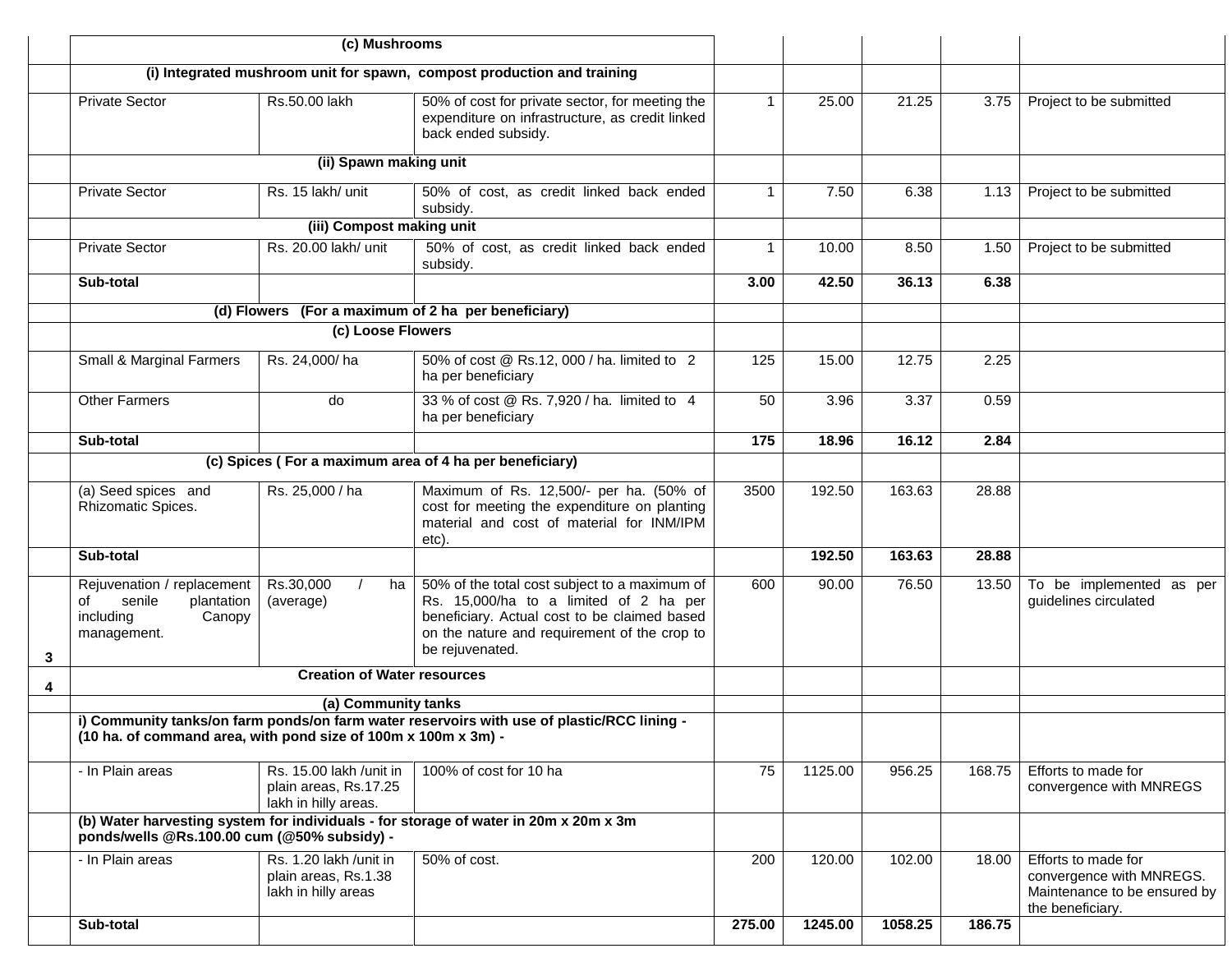| | | | | | | | | |
|---|---|---|---|---|---|---|---|---|
| | (c) Mushrooms | | | | | | | |
| | (i) Integrated mushroom unit for spawn, compost production and training | | | | | | | |
| | Private Sector | Rs.50.00 lakh | 50% of cost for private sector, for meeting the expenditure on infrastructure, as credit linked back ended subsidy. | 1 | 25.00 | 21.25 | 3.75 | Project to be submitted |
| | (ii) Spawn making unit | | | | | | | |
| | Private Sector | Rs. 15 lakh/ unit | 50% of cost, as credit linked back ended subsidy. | 1 | 7.50 | 6.38 | 1.13 | Project to be submitted |
| | (iii) Compost making unit | | | | | | | |
| | Private Sector | Rs. 20.00 lakh/ unit | 50% of cost, as credit linked back ended subsidy. | 1 | 10.00 | 8.50 | 1.50 | Project to be submitted |
| | **Sub-total** | | | **3.00** | **42.50** | **36.13** | **6.38** | |
| | (d) Flowers (For a maximum of 2 ha per beneficiary) | | | | | | | |
| | (c) Loose Flowers | | | | | | | |
| | Small & Marginal Farmers | Rs. 24,000/ ha | 50% of cost @ Rs.12, 000 / ha. limited to 2 ha per beneficiary | 125 | 15.00 | 12.75 | 2.25 | |
| | Other Farmers | do | 33 % of cost @ Rs. 7,920 / ha. limited to 4 ha per beneficiary | 50 | 3.96 | 3.37 | 0.59 | |
| | **Sub-total** | | | **175** | **18.96** | **16.12** | **2.84** | |
| | (c) Spices ( For a maximum area of 4 ha per beneficiary) | | | | | | | |
| | (a) Seed spices and Rhizomatic Spices. | Rs. 25,000 / ha | Maximum of Rs. 12,500/- per ha. (50% of cost for meeting the expenditure on planting material and cost of material for INM/IPM etc). | 3500 | 192.50 | 163.63 | 28.88 | |
| | **Sub-total** | | | | **192.50** | **163.63** | **28.88** | |
| 3 | Rejuvenation / replacement of senile plantation including Canopy management. | Rs.30,000 / ha (average) | 50% of the total cost subject to a maximum of Rs. 15,000/ha to a limited of 2 ha per beneficiary. Actual cost to be claimed based on the nature and requirement of the crop to be rejuvenated. | 600 | 90.00 | 76.50 | 13.50 | To be implemented as per guidelines circulated |
| 4 | Creation of Water resources | | | | | | | |
| | (a) Community tanks | | | | | | | |
| | i) Community tanks/on farm ponds/on farm water reservoirs with use of plastic/RCC lining - (10 ha. of command area, with pond size of 100m x 100m x 3m) - | | | | | | | |
| | - In Plain areas | Rs. 15.00 lakh /unit in plain areas, Rs.17.25 lakh in hilly areas. | 100% of cost for 10 ha | 75 | 1125.00 | 956.25 | 168.75 | Efforts to made for convergence with MNREGS |
| | (b) Water harvesting system for individuals - for storage of water in 20m x 20m x 3m ponds/wells @Rs.100.00 cum (@50% subsidy) - | | | | | | | |
| | - In Plain areas | Rs. 1.20 lakh /unit in plain areas, Rs.1.38 lakh in hilly areas | 50% of cost. | 200 | 120.00 | 102.00 | 18.00 | Efforts to made for convergence with MNREGS. Maintenance to be ensured by the beneficiary. |
| | **Sub-total** | | | **275.00** | **1245.00** | **1058.25** | **186.75** | |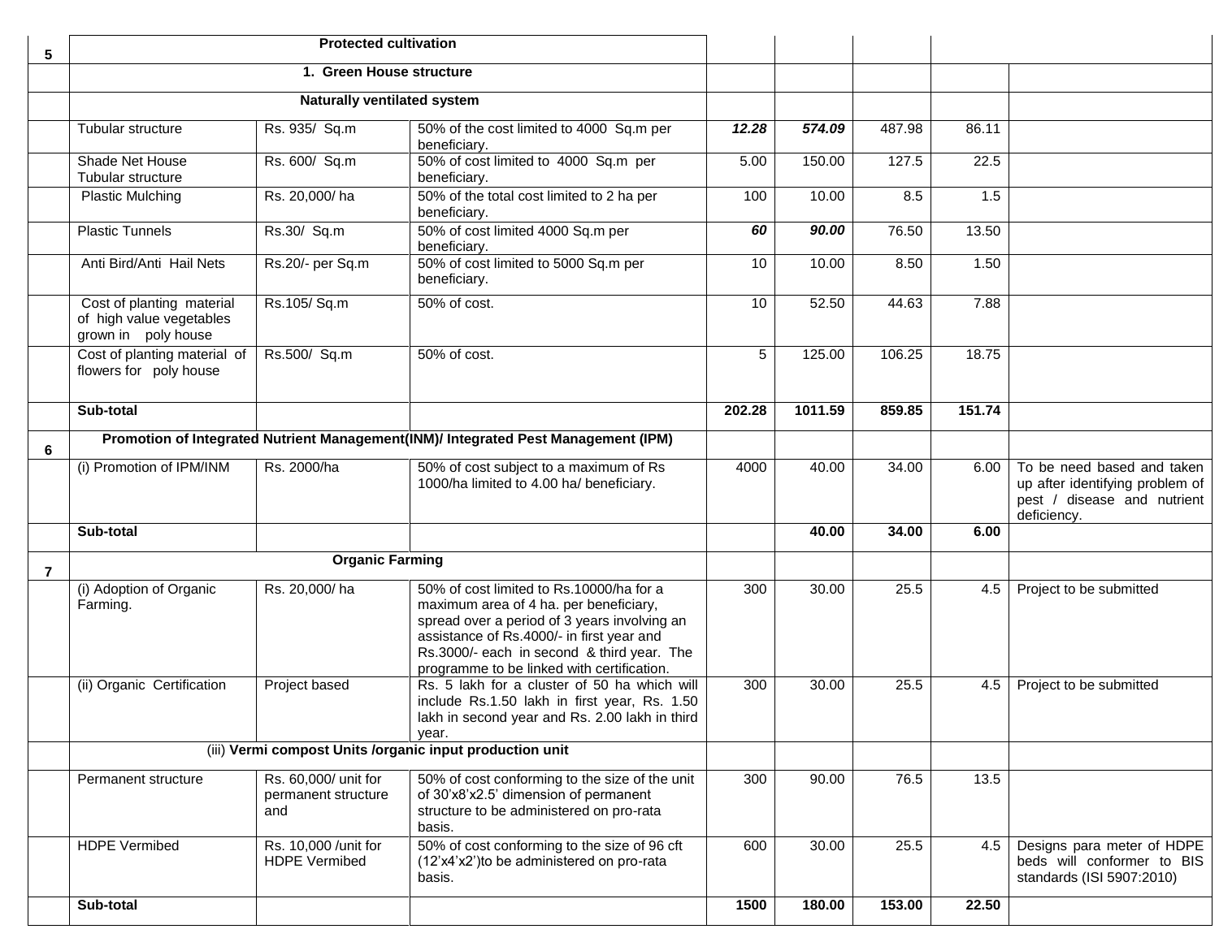| 5 | Protected cultivation | | | | | | | |
|---|---|---|---|---|---|---|---|---|
| | 1. Green House structure | | | | | | | |
| | Naturally ventilated system | | | | | | | |
| | Tubular structure | Rs. 935/ Sq.m | 50% of the cost limited to 4000 Sq.m per beneficiary. | ***12.28*** | ***574.09*** | 487.98 | 86.11 | |
| | Shade Net House Tubular structure | Rs. 600/ Sq.m | 50% of cost limited to 4000 Sq.m per beneficiary. | 5.00 | 150.00 | 127.5 | 22.5 | |
| | Plastic Mulching | Rs. 20,000/ ha | 50% of the total cost limited to 2 ha per beneficiary. | 100 | 10.00 | 8.5 | 1.5 | |
| | Plastic Tunnels | Rs.30/ Sq.m | 50% of cost limited 4000 Sq.m per beneficiary. | ***60*** | ***90.00*** | 76.50 | 13.50 | |
| | Anti Bird/Anti Hail Nets | Rs.20/- per Sq.m | 50% of cost limited to 5000 Sq.m per beneficiary. | 10 | 10.00 | 8.50 | 1.50 | |
| | Cost of planting material of high value vegetables grown in poly house | Rs.105/ Sq.m | 50% of cost. | 10 | 52.50 | 44.63 | 7.88 | |
| | Cost of planting material of flowers for poly house | Rs.500/ Sq.m | 50% of cost. | 5 | 125.00 | 106.25 | 18.75 | |
| | **Sub-total** | | | **202.28** | **1011.59** | **859.85** | **151.74** | |
| 6 | **Promotion of Integrated Nutrient Management(INM)/ Integrated Pest Management (IPM)** | | | | | | | |
| | (i) Promotion of IPM/INM | Rs. 2000/ha | 50% of cost subject to a maximum of Rs 1000/ha limited to 4.00 ha/ beneficiary. | 4000 | 40.00 | 34.00 | 6.00 | To be need based and taken up after identifying problem of pest / disease and nutrient deficiency. |
| | **Sub-total** | | | | **40.00** | **34.00** | **6.00** | |
| 7 | **Organic Farming** | | | | | | | |
| | (i) Adoption of Organic Farming. | Rs. 20,000/ ha | 50% of cost limited to Rs.10000/ha for a maximum area of 4 ha. per beneficiary, spread over a period of 3 years involving an assistance of Rs.4000/- in first year and Rs.3000/- each in second & third year. The programme to be linked with certification. | 300 | 30.00 | 25.5 | 4.5 | Project to be submitted |
| | (ii) Organic Certification | Project based | Rs. 5 lakh for a cluster of 50 ha which will include Rs.1.50 lakh in first year, Rs. 1.50 lakh in second year and Rs. 2.00 lakh in third year. | 300 | 30.00 | 25.5 | 4.5 | Project to be submitted |
| | (iii) **Vermi compost Units /organic input production unit** | | | | | | | |
| | Permanent structure | Rs. 60,000/ unit for permanent structure and | 50% of cost conforming to the size of the unit of 30'x8'x2.5' dimension of permanent structure to be administered on pro-rata basis. | 300 | 90.00 | 76.5 | 13.5 | |
| | HDPE Vermibed | Rs. 10,000 /unit for HDPE Vermibed | 50% of cost conforming to the size of 96 cft (12'x4'x2')to be administered on pro-rata basis. | 600 | 30.00 | 25.5 | 4.5 | Designs para meter of HDPE beds will conformer to BIS standards (ISI 5907:2010) |
| | **Sub-total** | | | **1500** | **180.00** | **153.00** | **22.50** | |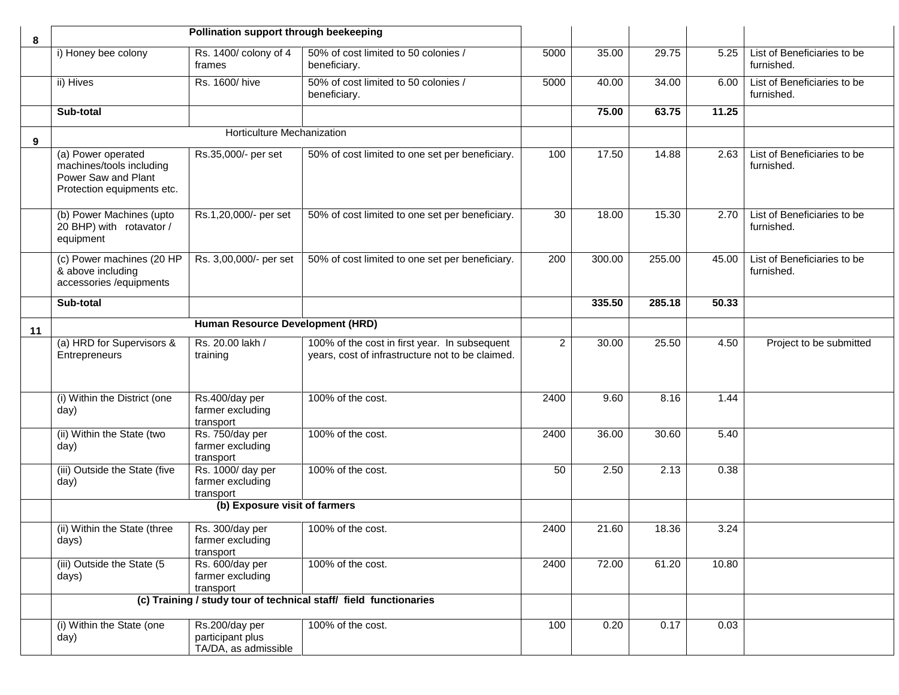| | | | | | | | | |
|---|---|---|---|---|---|---|---|---|
| **8** | **Pollination support through beekeeping** | | | | | | | |
| | i) Honey bee colony | Rs. 1400/ colony of 4 frames | 50% of cost limited to 50 colonies / beneficiary. | 5000 | 35.00 | 29.75 | 5.25 | List of Beneficiaries to be furnished. |
| | ii) Hives | Rs. 1600/ hive | 50% of cost limited to 50 colonies / beneficiary. | 5000 | 40.00 | 34.00 | 6.00 | List of Beneficiaries to be furnished. |
| | **Sub-total** | | | | **75.00** | **63.75** | **11.25** | |
| **9** | Horticulture Mechanization | | | | | | | |
| | (a) Power operated machines/tools including Power Saw and Plant Protection equipments etc. | Rs.35,000/- per set | 50% of cost limited to one set per beneficiary. | 100 | 17.50 | 14.88 | 2.63 | List of Beneficiaries to be furnished. |
| | (b) Power Machines (upto 20 BHP) with rotavator / equipment | Rs.1,20,000/- per set | 50% of cost limited to one set per beneficiary. | 30 | 18.00 | 15.30 | 2.70 | List of Beneficiaries to be furnished. |
| | (c) Power machines (20 HP & above including accessories /equipments | Rs. 3,00,000/- per set | 50% of cost limited to one set per beneficiary. | 200 | 300.00 | 255.00 | 45.00 | List of Beneficiaries to be furnished. |
| | **Sub-total** | | | | **335.50** | **285.18** | **50.33** | |
| **11** | **Human Resource Development (HRD)** | | | | | | | |
| | (a) HRD for Supervisors & Entrepreneurs | Rs. 20.00 lakh / training | 100% of the cost in first year. In subsequent years, cost of infrastructure not to be claimed. | 2 | 30.00 | 25.50 | 4.50 | Project to be submitted |
| | (i) Within the District (one day) | Rs.400/day per farmer excluding transport | 100% of the cost. | 2400 | 9.60 | 8.16 | 1.44 | |
| | (ii) Within the State (two day) | Rs. 750/day per farmer excluding transport | 100% of the cost. | 2400 | 36.00 | 30.60 | 5.40 | |
| | (iii) Outside the State (five day) | Rs. 1000/ day per farmer excluding transport | 100% of the cost. | 50 | 2.50 | 2.13 | 0.38 | |
| | **(b) Exposure visit of farmers** | | | | | | | |
| | (ii) Within the State (three days) | Rs. 300/day per farmer excluding transport | 100% of the cost. | 2400 | 21.60 | 18.36 | 3.24 | |
| | (iii) Outside the State (5 days) | Rs. 600/day per farmer excluding transport | 100% of the cost. | 2400 | 72.00 | 61.20 | 10.80 | |
| | **(c) Training / study tour of technical staff/ field functionaries** | | | | | | | |
| | (i) Within the State (one day) | Rs.200/day per participant plus TA/DA, as admissible | 100% of the cost. | 100 | 0.20 | 0.17 | 0.03 | |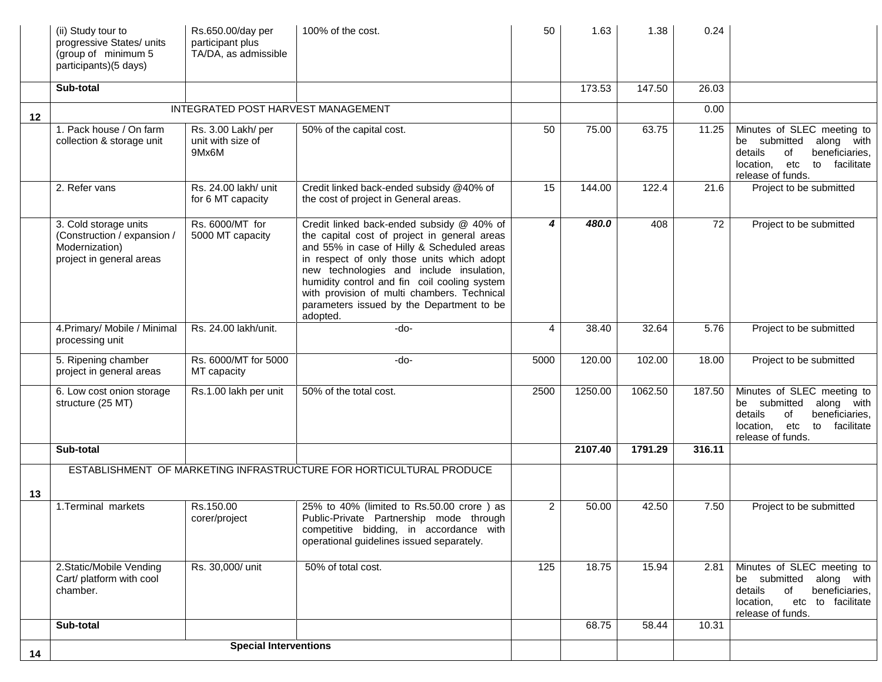| | (ii) Study tour to progressive States/ units (group of minimum 5 participants)(5 days) | Rs.650.00/day per participant plus TA/DA, as admissible | 100% of the cost. | 50 | 1.63 | 1.38 | 0.24 | |
|---|---|---|---|---|---|---|---|---|
| | **Sub-total** | | | | 173.53 | 147.50 | 26.03 | |
| **12** | INTEGRATED POST HARVEST MANAGEMENT | | | | | | 0.00 | |
| | 1. Pack house / On farm collection & storage unit | Rs. 3.00 Lakh/ per unit with size of 9Mx6M | 50% of the capital cost. | 50 | 75.00 | 63.75 | 11.25 | Minutes of SLEC meeting to be submitted along with details of beneficiaries, location, etc to facilitate release of funds. |
| | 2. Refer vans | Rs. 24.00 lakh/ unit for 6 MT capacity | Credit linked back-ended subsidy @40% of the cost of project in General areas. | 15 | 144.00 | 122.4 | 21.6 | Project to be submitted |
| | 3. Cold storage units (Construction / expansion / Modernization) project in general areas | Rs. 6000/MT for 5000 MT capacity | Credit linked back-ended subsidy @ 40% of the capital cost of project in general areas and 55% in case of Hilly & Scheduled areas in respect of only those units which adopt new technologies and include insulation, humidity control and fin coil cooling system with provision of multi chambers. Technical parameters issued by the Department to be adopted. | ***4*** | ***480.0*** | 408 | 72 | Project to be submitted |
| | 4.Primary/ Mobile / Minimal processing unit | Rs. 24.00 lakh/unit. | -do- | 4 | 38.40 | 32.64 | 5.76 | Project to be submitted |
| | 5. Ripening chamber project in general areas | Rs. 6000/MT for 5000 MT capacity | -do- | 5000 | 120.00 | 102.00 | 18.00 | Project to be submitted |
| | 6. Low cost onion storage structure (25 MT) | Rs.1.00 lakh per unit | 50% of the total cost. | 2500 | 1250.00 | 1062.50 | 187.50 | Minutes of SLEC meeting to be submitted along with details of beneficiaries, location, etc to facilitate release of funds. |
| | **Sub-total** | | | | **2107.40** | **1791.29** | **316.11** | |
| **13** | ESTABLISHMENT OF MARKETING INFRASTRUCTURE FOR HORTICULTURAL PRODUCE | | | | | | | |
| | 1.Terminal markets | Rs.150.00 corer/project | 25% to 40% (limited to Rs.50.00 crore ) as Public-Private Partnership mode through competitive bidding, in accordance with operational guidelines issued separately. | 2 | 50.00 | 42.50 | 7.50 | Project to be submitted |
| | 2.Static/Mobile Vending Cart/ platform with cool chamber. | Rs. 30,000/ unit | 50% of total cost. | 125 | 18.75 | 15.94 | 2.81 | Minutes of SLEC meeting to be submitted along with details of beneficiaries, location, etc to facilitate release of funds. |
| | **Sub-total** | | | | 68.75 | 58.44 | 10.31 | |
| **14** | **Special Interventions** | | | | | | | |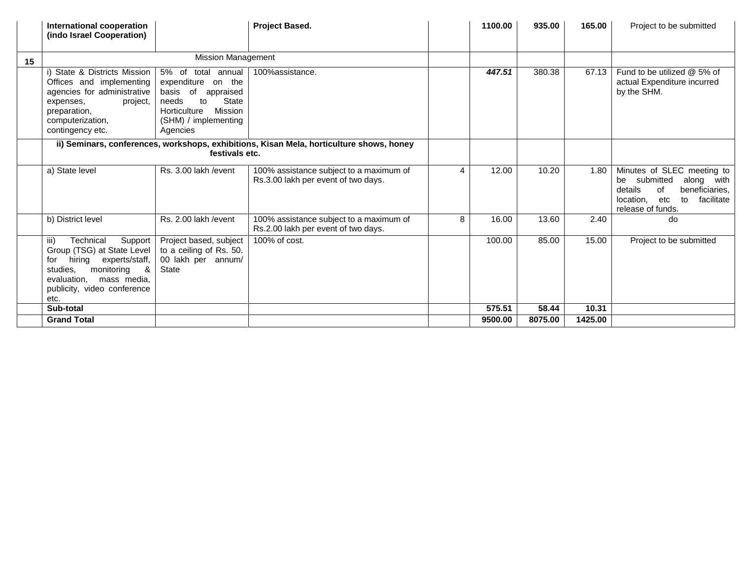| | | | | | | | | |
|---|---|---|---|---|---|---|---|---|
| | **International cooperation (indo Israel Cooperation)** | | **Project Based.** | | **1100.00** | **935.00** | **165.00** | Project to be submitted |
| **15** | Mission Management | | | | | | | |
| | i) State & Districts Mission Offices and implementing agencies for administrative expenses, project, preparation, computerization, contingency etc. | 5% of total annual expenditure on the basis of appraised needs to State Horticulture Mission (SHM) / implementing Agencies | 100%assistance. | | ***447.51*** | 380.38 | 67.13 | Fund to be utilized @ 5% of actual Expenditure incurred by the SHM. |
| | **ii) Seminars, conferences, workshops, exhibitions, Kisan Mela, horticulture shows, honey festivals etc.** | | | | | | | |
| | a) State level | Rs. 3.00 lakh /event | 100% assistance subject to a maximum of Rs.3.00 lakh per event of two days. | 4 | 12.00 | 10.20 | 1.80 | Minutes of SLEC meeting to be submitted along with details of beneficiaries, location, etc to facilitate release of funds. |
| | b) District level | Rs. 2.00 lakh /event | 100% assistance subject to a maximum of Rs.2.00 lakh per event of two days. | 8 | 16.00 | 13.60 | 2.40 | do |
| | iii) Technical Support Group (TSG) at State Level for hiring experts/staff, studies, monitoring & evaluation, mass media, publicity, video conference etc. | Project based, subject to a ceiling of Rs. 50. 00 lakh per annum/ State | 100% of cost. | | 100.00 | 85.00 | 15.00 | Project to be submitted |
| | **Sub-total** | | | | **575.51** | **58.44** | **10.31** | |
| | **Grand Total** | | | | **9500.00** | **8075.00** | **1425.00** | |